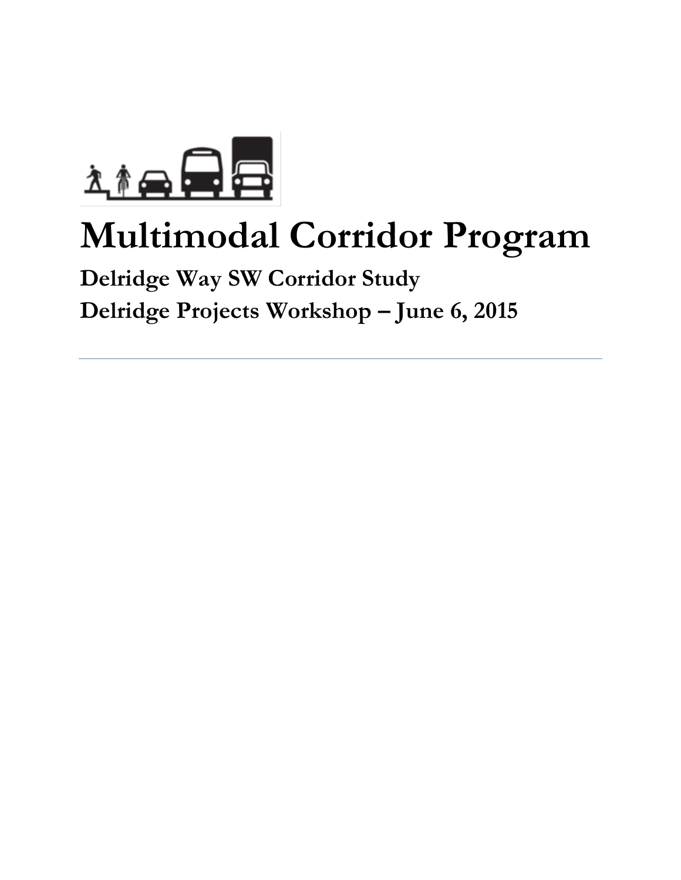# Multimodal Corridor Program

## Delridge Way SW Corridor Study

## Delridge Projects Workshop – June 6, 2015

---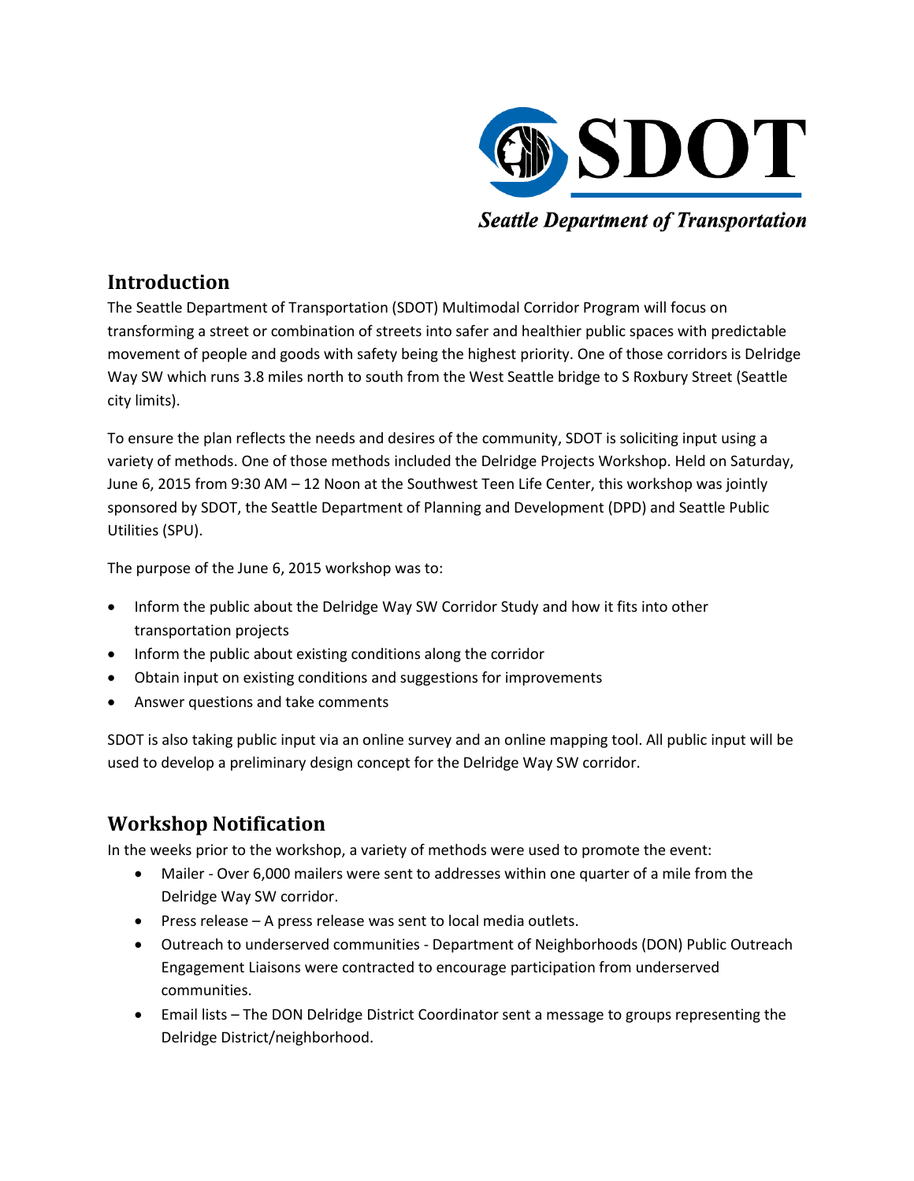## Introduction

The Seattle Department of Transportation (SDOT) Multimodal Corridor Program will focus on transforming a street or combination of streets into safer and healthier public spaces with predictable movement of people and goods with safety being the highest priority. One of those corridors is Delridge Way SW which runs 3.8 miles north to south from the West Seattle bridge to S Roxbury Street (Seattle city limits).

To ensure the plan reflects the needs and desires of the community, SDOT is soliciting input using a variety of methods. One of those methods included the Delridge Projects Workshop. Held on Saturday, June 6, 2015 from 9:30 AM – 12 Noon at the Southwest Teen Life Center, this workshop was jointly sponsored by SDOT, the Seattle Department of Planning and Development (DPD) and Seattle Public Utilities (SPU).

The purpose of the June 6, 2015 workshop was to:

- Inform the public about the Delridge Way SW Corridor Study and how it fits into other transportation projects
- Inform the public about existing conditions along the corridor
- Obtain input on existing conditions and suggestions for improvements
- Answer questions and take comments

SDOT is also taking public input via an online survey and an online mapping tool. All public input will be used to develop a preliminary design concept for the Delridge Way SW corridor.

## Workshop Notification

In the weeks prior to the workshop, a variety of methods were used to promote the event:

- Mailer - Over 6,000 mailers were sent to addresses within one quarter of a mile from the Delridge Way SW corridor.
- Press release – A press release was sent to local media outlets.
- Outreach to underserved communities - Department of Neighborhoods (DON) Public Outreach Engagement Liaisons were contracted to encourage participation from underserved communities.
- Email lists – The DON Delridge District Coordinator sent a message to groups representing the Delridge District/neighborhood.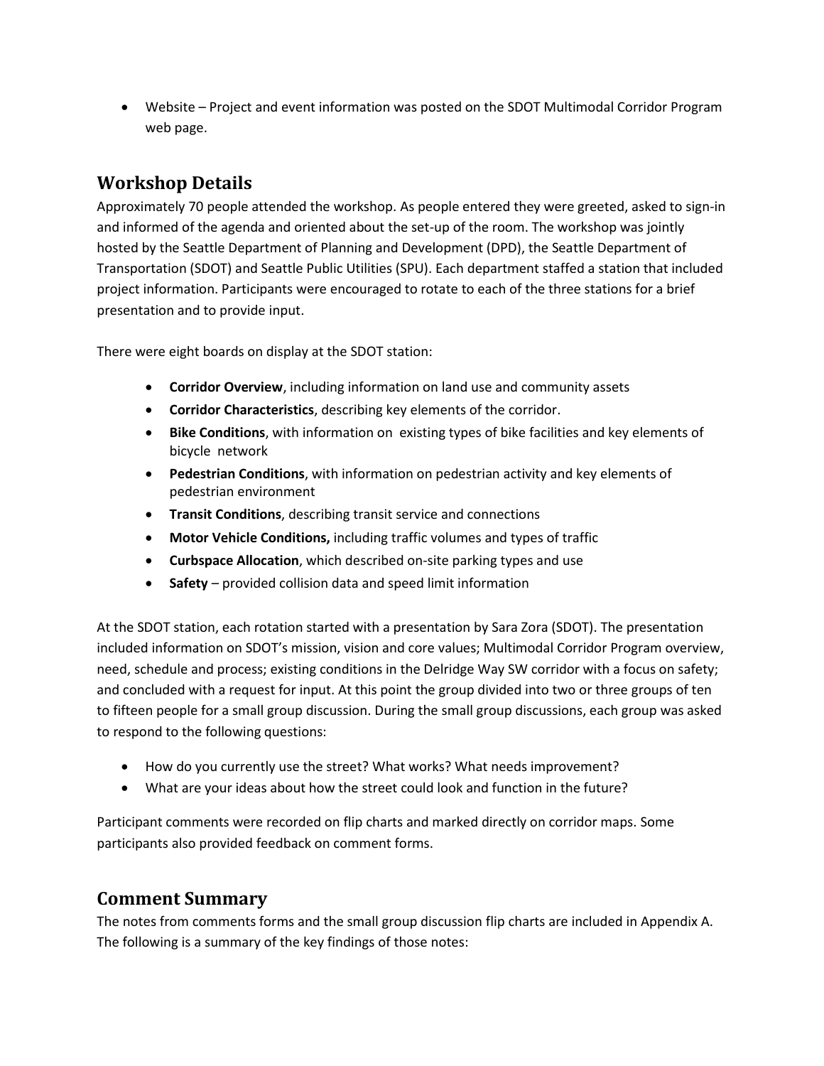- Website – Project and event information was posted on the SDOT Multimodal Corridor Program web page.

## Workshop Details

Approximately 70 people attended the workshop. As people entered they were greeted, asked to sign-in and informed of the agenda and oriented about the set-up of the room. The workshop was jointly hosted by the Seattle Department of Planning and Development (DPD), the Seattle Department of Transportation (SDOT) and Seattle Public Utilities (SPU). Each department staffed a station that included project information. Participants were encouraged to rotate to each of the three stations for a brief presentation and to provide input.

There were eight boards on display at the SDOT station:

- **Corridor Overview**, including information on land use and community assets
- **Corridor Characteristics**, describing key elements of the corridor.
- **Bike Conditions**, with information on existing types of bike facilities and key elements of bicycle network
- **Pedestrian Conditions**, with information on pedestrian activity and key elements of pedestrian environment
- **Transit Conditions**, describing transit service and connections
- **Motor Vehicle Conditions,** including traffic volumes and types of traffic
- **Curbspace Allocation**, which described on-site parking types and use
- **Safety** – provided collision data and speed limit information

At the SDOT station, each rotation started with a presentation by Sara Zora (SDOT). The presentation included information on SDOT's mission, vision and core values; Multimodal Corridor Program overview, need, schedule and process; existing conditions in the Delridge Way SW corridor with a focus on safety; and concluded with a request for input. At this point the group divided into two or three groups of ten to fifteen people for a small group discussion. During the small group discussions, each group was asked to respond to the following questions:

- How do you currently use the street? What works? What needs improvement?
- What are your ideas about how the street could look and function in the future?

Participant comments were recorded on flip charts and marked directly on corridor maps. Some participants also provided feedback on comment forms.

## Comment Summary

The notes from comments forms and the small group discussion flip charts are included in Appendix A. The following is a summary of the key findings of those notes: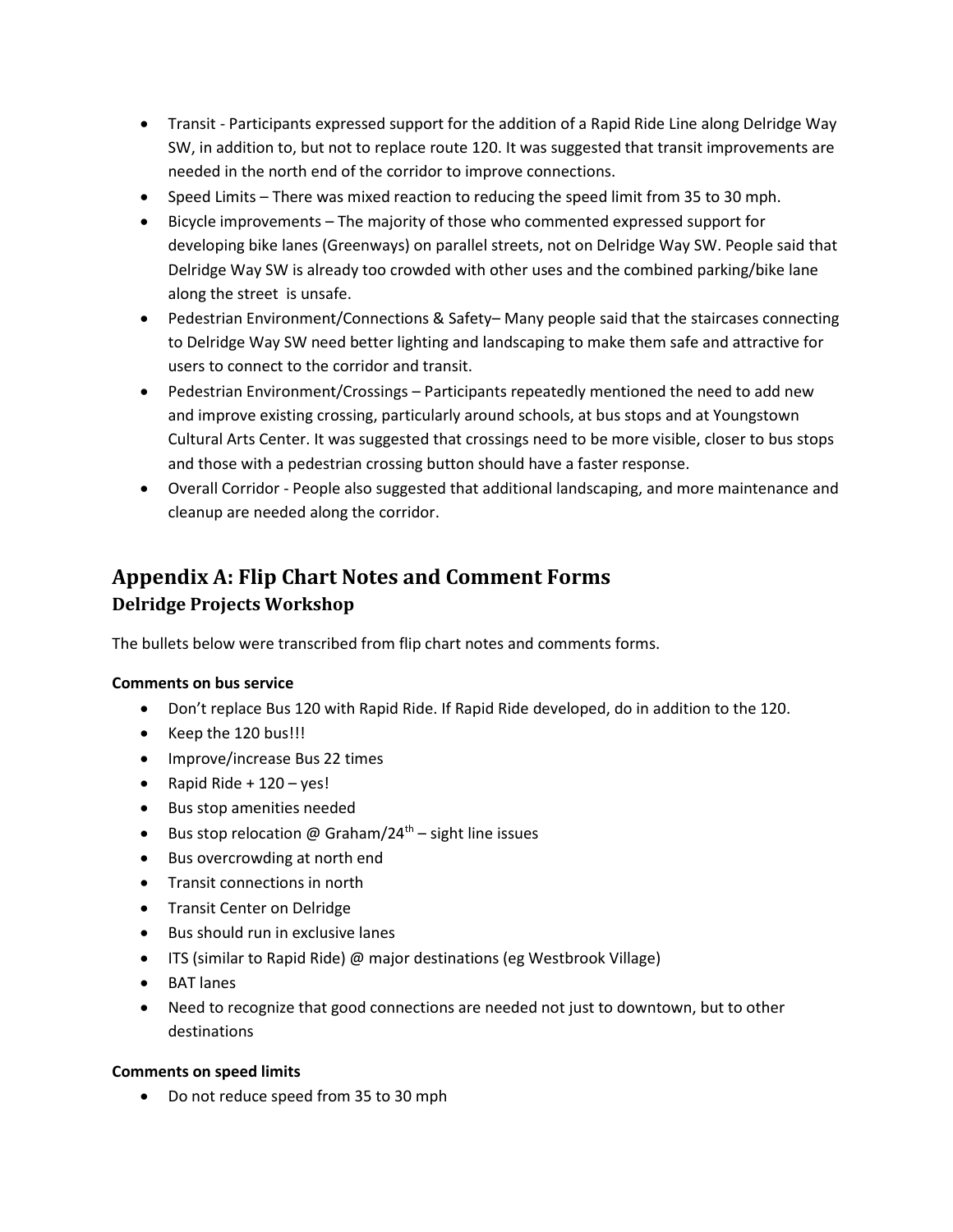- Transit - Participants expressed support for the addition of a Rapid Ride Line along Delridge Way SW, in addition to, but not to replace route 120. It was suggested that transit improvements are needed in the north end of the corridor to improve connections.
- Speed Limits – There was mixed reaction to reducing the speed limit from 35 to 30 mph.
- Bicycle improvements – The majority of those who commented expressed support for developing bike lanes (Greenways) on parallel streets, not on Delridge Way SW. People said that Delridge Way SW is already too crowded with other uses and the combined parking/bike lane along the street is unsafe.
- Pedestrian Environment/Connections & Safety– Many people said that the staircases connecting to Delridge Way SW need better lighting and landscaping to make them safe and attractive for users to connect to the corridor and transit.
- Pedestrian Environment/Crossings – Participants repeatedly mentioned the need to add new and improve existing crossing, particularly around schools, at bus stops and at Youngstown Cultural Arts Center. It was suggested that crossings need to be more visible, closer to bus stops and those with a pedestrian crossing button should have a faster response.
- Overall Corridor - People also suggested that additional landscaping, and more maintenance and cleanup are needed along the corridor.

## Appendix A: Flip Chart Notes and Comment Forms

### Delridge Projects Workshop

The bullets below were transcribed from flip chart notes and comments forms.

**Comments on bus service**

- Don't replace Bus 120 with Rapid Ride. If Rapid Ride developed, do in addition to the 120.
- Keep the 120 bus!!!
- Improve/increase Bus 22 times
- Rapid Ride + 120 – yes!
- Bus stop amenities needed
- Bus stop relocation @ Graham/24th – sight line issues
- Bus overcrowding at north end
- Transit connections in north
- Transit Center on Delridge
- Bus should run in exclusive lanes
- ITS (similar to Rapid Ride) @ major destinations (eg Westbrook Village)
- BAT lanes
- Need to recognize that good connections are needed not just to downtown, but to other destinations

**Comments on speed limits**

- Do not reduce speed from 35 to 30 mph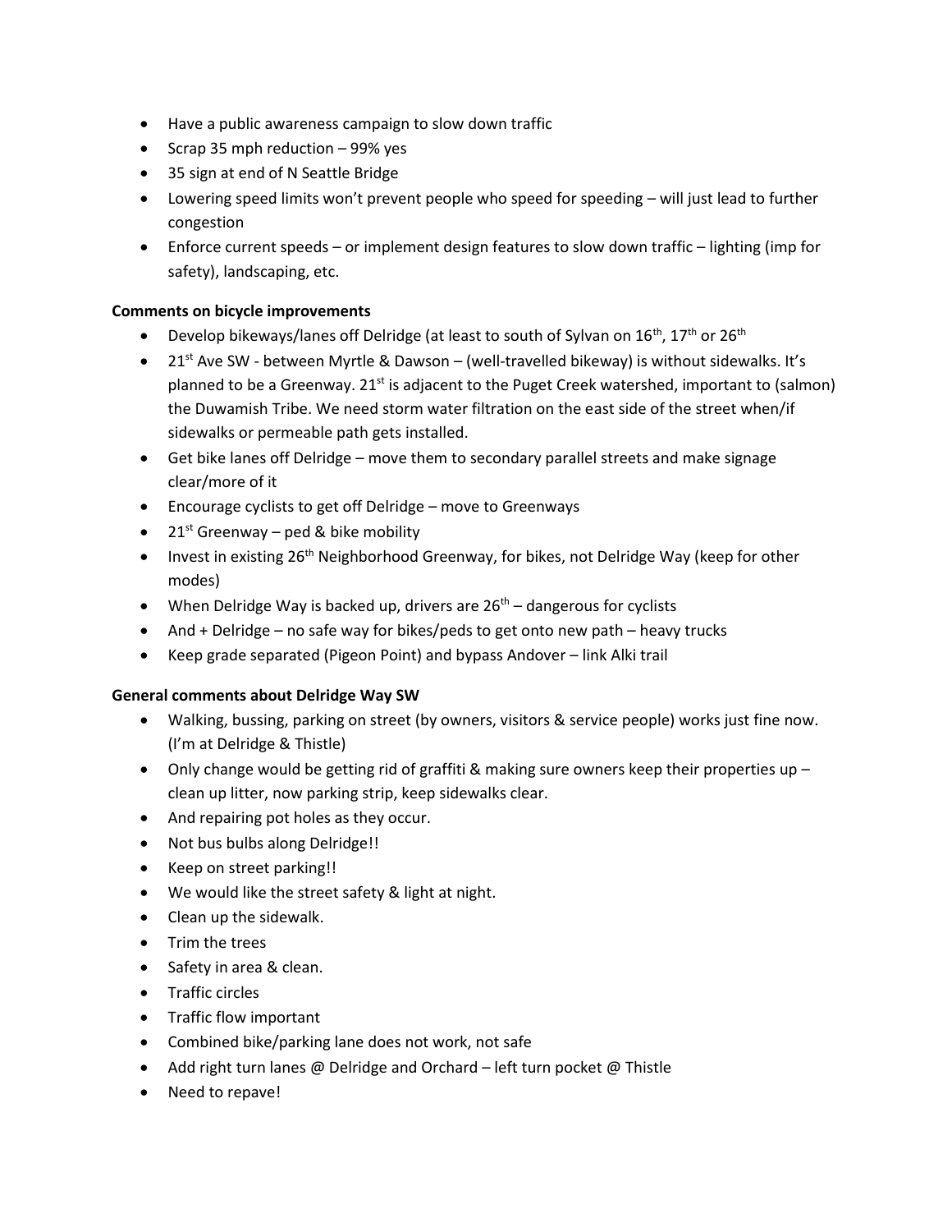- Have a public awareness campaign to slow down traffic
- Scrap 35 mph reduction – 99% yes
- 35 sign at end of N Seattle Bridge
- Lowering speed limits won't prevent people who speed for speeding – will just lead to further congestion
- Enforce current speeds – or implement design features to slow down traffic – lighting (imp for safety), landscaping, etc.

**Comments on bicycle improvements**

- Develop bikeways/lanes off Delridge (at least to south of Sylvan on 16th, 17th or 26th
- 21st Ave SW - between Myrtle & Dawson – (well-travelled bikeway) is without sidewalks. It's planned to be a Greenway. 21st is adjacent to the Puget Creek watershed, important to (salmon) the Duwamish Tribe. We need storm water filtration on the east side of the street when/if sidewalks or permeable path gets installed.
- Get bike lanes off Delridge – move them to secondary parallel streets and make signage clear/more of it
- Encourage cyclists to get off Delridge – move to Greenways
- 21st Greenway – ped & bike mobility
- Invest in existing 26th Neighborhood Greenway, for bikes, not Delridge Way (keep for other modes)
- When Delridge Way is backed up, drivers are 26th – dangerous for cyclists
- And + Delridge – no safe way for bikes/peds to get onto new path – heavy trucks
- Keep grade separated (Pigeon Point) and bypass Andover – link Alki trail

**General comments about Delridge Way SW**

- Walking, bussing, parking on street (by owners, visitors & service people) works just fine now. (I'm at Delridge & Thistle)
- Only change would be getting rid of graffiti & making sure owners keep their properties up – clean up litter, now parking strip, keep sidewalks clear.
- And repairing pot holes as they occur.
- Not bus bulbs along Delridge!!
- Keep on street parking!!
- We would like the street safety & light at night.
- Clean up the sidewalk.
- Trim the trees
- Safety in area & clean.
- Traffic circles
- Traffic flow important
- Combined bike/parking lane does not work, not safe
- Add right turn lanes @ Delridge and Orchard – left turn pocket @ Thistle
- Need to repave!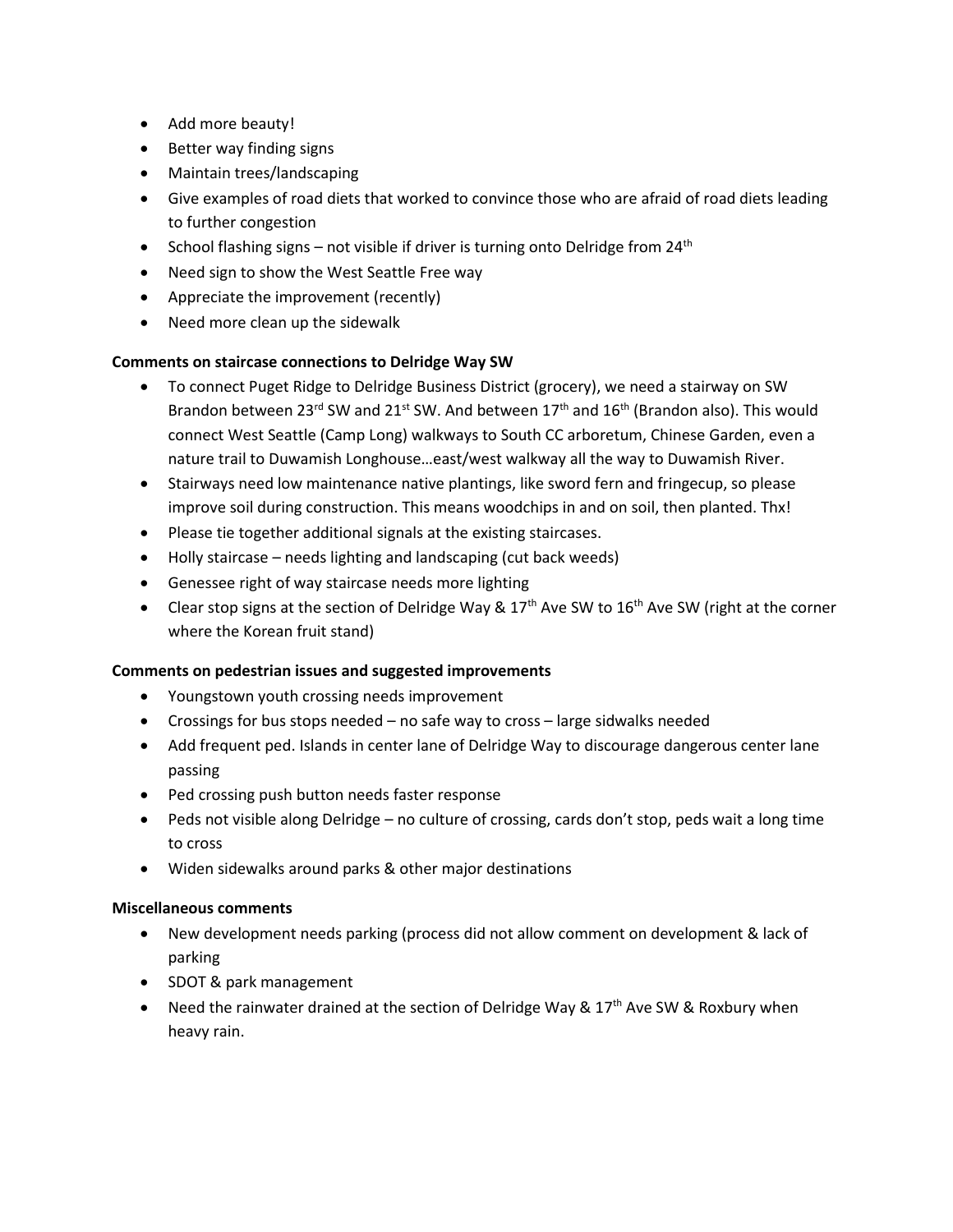- Add more beauty!
- Better way finding signs
- Maintain trees/landscaping
- Give examples of road diets that worked to convince those who are afraid of road diets leading to further congestion
- School flashing signs – not visible if driver is turning onto Delridge from 24th
- Need sign to show the West Seattle Free way
- Appreciate the improvement (recently)
- Need more clean up the sidewalk

**Comments on staircase connections to Delridge Way SW**

- To connect Puget Ridge to Delridge Business District (grocery), we need a stairway on SW Brandon between 23rd SW and 21st SW. And between 17th and 16th (Brandon also). This would connect West Seattle (Camp Long) walkways to South CC arboretum, Chinese Garden, even a nature trail to Duwamish Longhouse…east/west walkway all the way to Duwamish River.
- Stairways need low maintenance native plantings, like sword fern and fringecup, so please improve soil during construction. This means woodchips in and on soil, then planted. Thx!
- Please tie together additional signals at the existing staircases.
- Holly staircase – needs lighting and landscaping (cut back weeds)
- Genessee right of way staircase needs more lighting
- Clear stop signs at the section of Delridge Way & 17th Ave SW to 16th Ave SW (right at the corner where the Korean fruit stand)

**Comments on pedestrian issues and suggested improvements**

- Youngstown youth crossing needs improvement
- Crossings for bus stops needed – no safe way to cross – large sidwalks needed
- Add frequent ped. Islands in center lane of Delridge Way to discourage dangerous center lane passing
- Ped crossing push button needs faster response
- Peds not visible along Delridge – no culture of crossing, cards don't stop, peds wait a long time to cross
- Widen sidewalks around parks & other major destinations

**Miscellaneous comments**

- New development needs parking (process did not allow comment on development & lack of parking
- SDOT & park management
- Need the rainwater drained at the section of Delridge Way & 17th Ave SW & Roxbury when heavy rain.